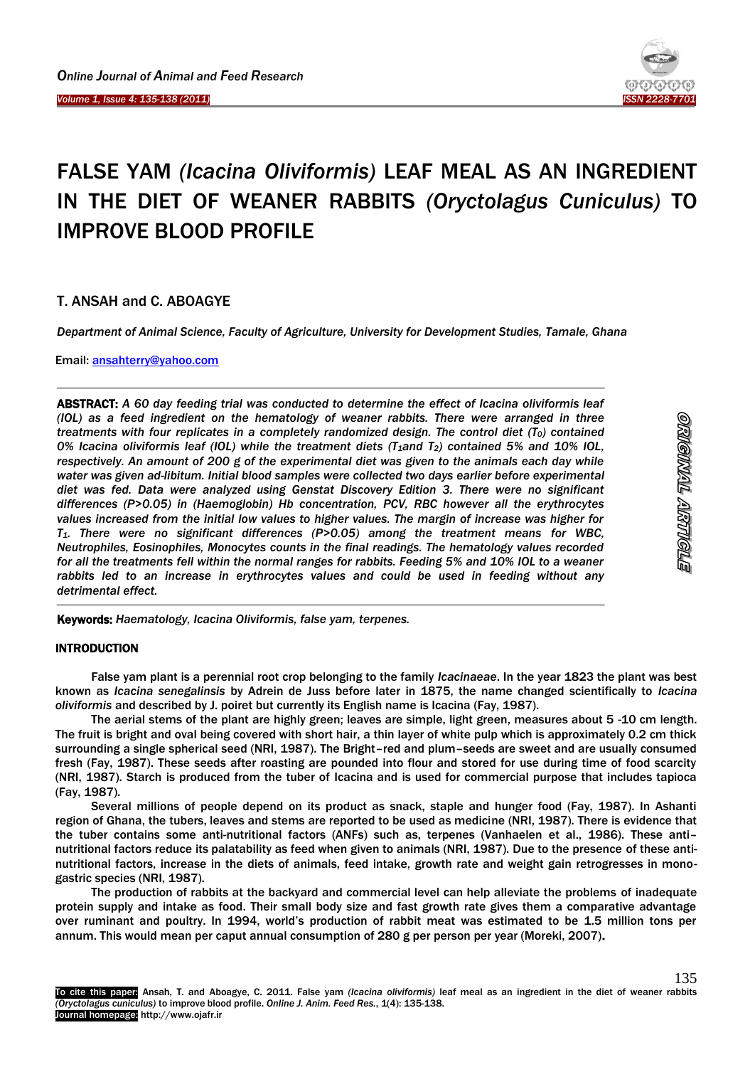# FALSE YAM *(Icacina Oliviformis)* LEAF MEAL AS AN INGREDIENT IN THE DIET OF WEANER RABBITS *(Oryctolagus Cuniculus)* TO IMPROVE BLOOD PROFILE

## T. ANSAH and C. ABOAGYE

*Department of Animal Science, Faculty of Agriculture, University for Development Studies, Tamale, Ghana*

Email: ansahterry@yahoo.com

ORIGINAL ARTICLE

**ABSTRACT:** *A 60 day feeding trial was conducted to determine the effect of Icacina oliviformis leaf (IOL) as a feed ingredient on the hematology of weaner rabbits. There were arranged in three treatments with four replicates in a completely randomized design. The control diet ($T_0$) contained 0% Icacina oliviformis leaf (IOL) while the treatment diets ($T_1$and $T_2$) contained 5% and 10% IOL, respectively. An amount of 200 g of the experimental diet was given to the animals each day while water was given ad-libitum. Initial blood samples were collected two days earlier before experimental diet was fed. Data were analyzed using Genstat Discovery Edition 3. There were no significant differences (P>0.05) in (Haemoglobin) Hb concentration, PCV, RBC however all the erythrocytes values increased from the initial low values to higher values. The margin of increase was higher for $T_1$. There were no significant differences (P>0.05) among the treatment means for WBC, Neutrophiles, Eosinophiles, Monocytes counts in the final readings. The hematology values recorded for all the treatments fell within the normal ranges for rabbits. Feeding 5% and 10% IOL to a weaner rabbits led to an increase in erythrocytes values and could be used in feeding without any detrimental effect.*

**Keywords:** *Haematology, Icacina Oliviformis, false yam, terpenes.*

## INTRODUCTION

False yam plant is a perennial root crop belonging to the family *Icacinaeae*. In the year 1823 the plant was best known as *Icacina senegalinsis* by Adrein de Juss before later in 1875, the name changed scientifically to *Icacina oliviformis* and described by J. poiret but currently its English name is Icacina (Fay, 1987).

The aerial stems of the plant are highly green; leaves are simple, light green, measures about 5 -10 cm length. The fruit is bright and oval being covered with short hair, a thin layer of white pulp which is approximately 0.2 cm thick surrounding a single spherical seed (NRI, 1987). The Bright–red and plum–seeds are sweet and are usually consumed fresh (Fay, 1987). These seeds after roasting are pounded into flour and stored for use during time of food scarcity (NRI, 1987). Starch is produced from the tuber of Icacina and is used for commercial purpose that includes tapioca (Fay, 1987).

Several millions of people depend on its product as snack, staple and hunger food (Fay, 1987). In Ashanti region of Ghana, the tubers, leaves and stems are reported to be used as medicine (NRI, 1987). There is evidence that the tuber contains some anti-nutritional factors (ANFs) such as, terpenes (Vanhaelen et al., 1986). These anti–nutritional factors reduce its palatability as feed when given to animals (NRI, 1987). Due to the presence of these anti-nutritional factors, increase in the diets of animals, feed intake, growth rate and weight gain retrogresses in mono-gastric species (NRI, 1987).

The production of rabbits at the backyard and commercial level can help alleviate the problems of inadequate protein supply and intake as food. Their small body size and fast growth rate gives them a comparative advantage over ruminant and poultry. In 1994, world's production of rabbit meat was estimated to be 1.5 million tons per annum. This would mean per caput annual consumption of 280 g per person per year (Moreki, 2007).

To cite this paper: Ansah, T. and Aboagye, C. 2011. False yam *(Icacina oliviformis)* leaf meal as an ingredient in the diet of weaner rabbits *(Oryctolagus cuniculus)* to improve blood profile. *Online J. Anim. Feed Res.*, 1(4): 135-138.
Journal homepage: http://www.ojafr.ir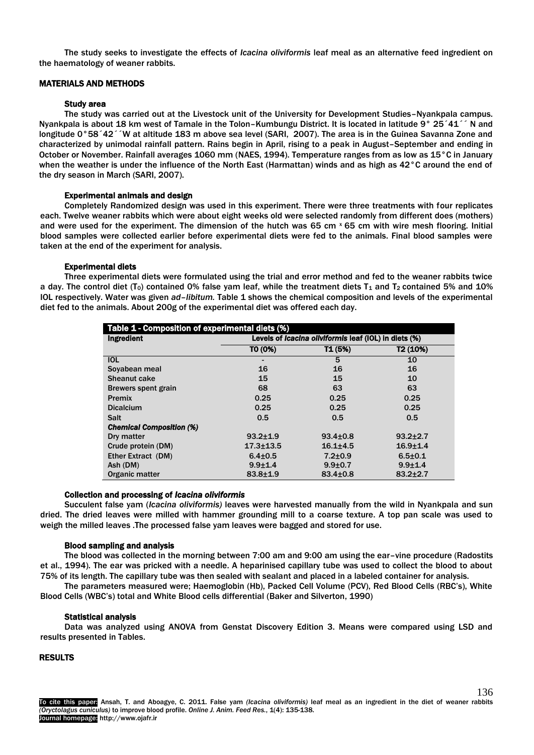The study seeks to investigate the effects of *Icacina oliviformis* leaf meal as an alternative feed ingredient on the haematology of weaner rabbits.

## MATERIALS AND METHODS

### Study area

The study was carried out at the Livestock unit of the University for Development Studies–Nyankpala campus. Nyankpala is about 18 km west of Tamale in the Tolon–Kumbungu District. It is located in latitude 9° 25´41´´ N and longitude 0°58´42´´W at altitude 183 m above sea level (SARI, 2007). The area is in the Guinea Savanna Zone and characterized by unimodal rainfall pattern. Rains begin in April, rising to a peak in August–September and ending in October or November. Rainfall averages 1060 mm (NAES, 1994). Temperature ranges from as low as 15°C in January when the weather is under the influence of the North East (Harmattan) winds and as high as 42°C around the end of the dry season in March (SARI, 2007).

### Experimental animals and design

Completely Randomized design was used in this experiment. There were three treatments with four replicates each. Twelve weaner rabbits which were about eight weeks old were selected randomly from different does (mothers) and were used for the experiment. The dimension of the hutch was 65 cm x 65 cm with wire mesh flooring. Initial blood samples were collected earlier before experimental diets were fed to the animals. Final blood samples were taken at the end of the experiment for analysis.

### Experimental diets

Three experimental diets were formulated using the trial and error method and fed to the weaner rabbits twice a day. The control diet ($T_0$) contained 0% false yam leaf, while the treatment diets $T_1$ and $T_2$ contained 5% and 10% IOL respectively. Water was given *ad–libitum.* Table 1 shows the chemical composition and levels of the experimental diet fed to the animals. About 200g of the experimental diet was offered each day.

**Table 1 - Composition of experimental diets (%)**

| Ingredient | Levels of *Icacina oliviformis* leaf (IOL) in diets (%) | | |
|---|---|---|---|
| | T0 (0%) | T1 (5%) | T2 (10%) |
| IOL | - | 5 | 10 |
| Soyabean meal | 16 | 16 | 16 |
| Sheanut cake | 15 | 15 | 10 |
| Brewers spent grain | 68 | 63 | 63 |
| Premix | 0.25 | 0.25 | 0.25 |
| Dicalcium | 0.25 | 0.25 | 0.25 |
| Salt | 0.5 | 0.5 | 0.5 |
| ***Chemical Composition (%)*** | | | |
| Dry matter | 93.2±1.9 | 93.4±0.8 | 93.2±2.7 |
| Crude protein (DM) | 17.3±13.5 | 16.1±4.5 | 16.9±1.4 |
| Ether Extract (DM) | 6.4±0.5 | 7.2±0.9 | 6.5±0.1 |
| Ash (DM) | 9.9±1.4 | 9.9±0.7 | 9.9±1.4 |
| Organic matter | 83.8±1.9 | 83.4±0.8 | 83.2±2.7 |

### Collection and processing of *Icacina oliviformis*

Succulent false yam (*Icacina oliviformis)* leaves were harvested manually from the wild in Nyankpala and sun dried. The dried leaves were milled with hammer grounding mill to a coarse texture. A top pan scale was used to weigh the milled leaves .The processed false yam leaves were bagged and stored for use.

### Blood sampling and analysis

The blood was collected in the morning between 7:00 am and 9:00 am using the ear–vine procedure (Radostits et al., 1994). The ear was pricked with a needle. A heparinised capillary tube was used to collect the blood to about 75% of its length. The capillary tube was then sealed with sealant and placed in a labeled container for analysis.

The parameters measured were; Haemoglobin (Hb), Packed Cell Volume (PCV), Red Blood Cells (RBC's), White Blood Cells (WBC's) total and White Blood cells differential (Baker and Silverton, 1990)

### Statistical analysis

Data was analyzed using ANOVA from Genstat Discovery Edition 3. Means were compared using LSD and results presented in Tables.

## RESULTS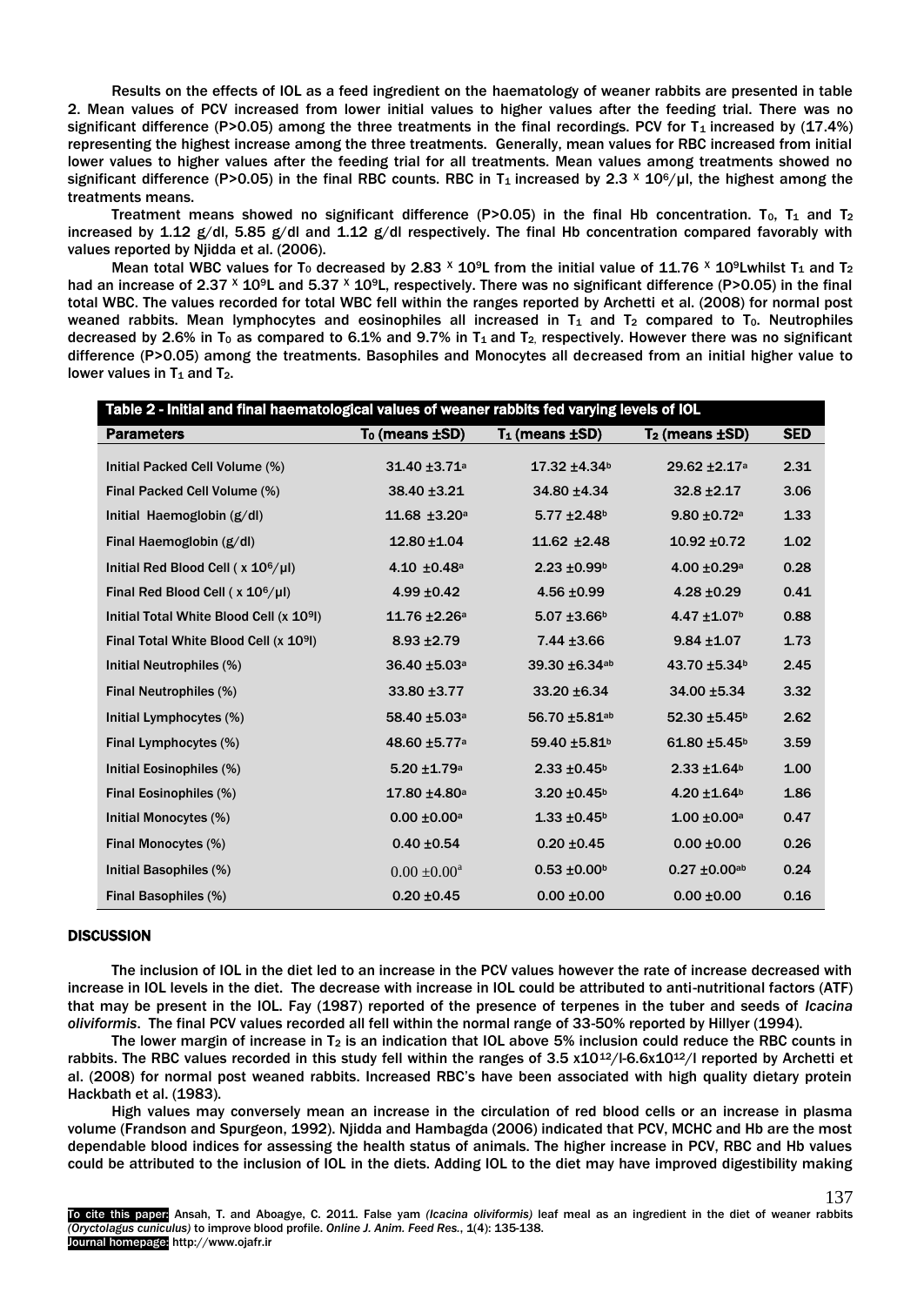Results on the effects of IOL as a feed ingredient on the haematology of weaner rabbits are presented in table 2. Mean values of PCV increased from lower initial values to higher values after the feeding trial. There was no significant difference (P>0.05) among the three treatments in the final recordings. PCV for $T_1$ increased by (17.4%) representing the highest increase among the three treatments. Generally, mean values for RBC increased from initial lower values to higher values after the feeding trial for all treatments. Mean values among treatments showed no significant difference (P>0.05) in the final RBC counts. RBC in $T_1$ increased by 2.3 $\times$ $10^6$/µl, the highest among the treatments means.

Treatment means showed no significant difference (P>0.05) in the final Hb concentration. $T_0$, $T_1$ and $T_2$ increased by 1.12 g/dl, 5.85 g/dl and 1.12 g/dl respectively. The final Hb concentration compared favorably with values reported by Njidda et al. (2006).

Mean total WBC values for $T_0$ decreased by 2.83 $\times$ $10^9$L from the initial value of 11.76 $\times$ $10^9$Lwhilst $T_1$ and $T_2$ had an increase of 2.37 $\times$ $10^9$L and 5.37 $\times$ $10^9$L, respectively. There was no significant difference (P>0.05) in the final total WBC. The values recorded for total WBC fell within the ranges reported by Archetti et al. (2008) for normal post weaned rabbits. Mean lymphocytes and eosinophiles all increased in $T_1$ and $T_2$ compared to $T_0$. Neutrophiles decreased by 2.6% in $T_0$ as compared to 6.1% and 9.7% in $T_1$ and $T_2$, respectively. However there was no significant difference (P>0.05) among the treatments. Basophiles and Monocytes all decreased from an initial higher value to lower values in $T_1$ and $T_2$.

**Table 2 - Initial and final haematological values of weaner rabbits fed varying levels of IOL**

| Parameters | $T_0$ (means ±SD) | $T_1$ (means ±SD) | $T_2$ (means ±SD) | SED |
|---|---|---|---|---|
| Initial Packed Cell Volume (%) | 31.40 ±3.71[a] | 17.32 ±4.34[b] | 29.62 ±2.17[a] | 2.31 |
| Final Packed Cell Volume (%) | 38.40 ±3.21 | 34.80 ±4.34 | 32.8 ±2.17 | 3.06 |
| Initial Haemoglobin (g/dl) | 11.68 ±3.20[a] | 5.77 ±2.48[b] | 9.80 ±0.72[a] | 1.33 |
| Final Haemoglobin (g/dl) | 12.80 ±1.04 | 11.62 ±2.48 | 10.92 ±0.72 | 1.02 |
| Initial Red Blood Cell ( x $10^6$/µl) | 4.10 ±0.48[a] | 2.23 ±0.99[b] | 4.00 ±0.29[a] | 0.28 |
| Final Red Blood Cell ( x $10^6$/µl) | 4.99 ±0.42 | 4.56 ±0.99 | 4.28 ±0.29 | 0.41 |
| Initial Total White Blood Cell (x $10^9$l) | 11.76 ±2.26[a] | 5.07 ±3.66[b] | 4.47 ±1.07[b] | 0.88 |
| Final Total White Blood Cell (x $10^9$l) | 8.93 ±2.79 | 7.44 ±3.66 | 9.84 ±1.07 | 1.73 |
| Initial Neutrophiles (%) | 36.40 ±5.03[a] | 39.30 ±6.34[ab] | 43.70 ±5.34[b] | 2.45 |
| Final Neutrophiles (%) | 33.80 ±3.77 | 33.20 ±6.34 | 34.00 ±5.34 | 3.32 |
| Initial Lymphocytes (%) | 58.40 ±5.03[a] | 56.70 ±5.81[ab] | 52.30 ±5.45[b] | 2.62 |
| Final Lymphocytes (%) | 48.60 ±5.77[a] | 59.40 ±5.81[b] | 61.80 ±5.45[b] | 3.59 |
| Initial Eosinophiles (%) | 5.20 ±1.79[a] | 2.33 ±0.45[b] | 2.33 ±1.64[b] | 1.00 |
| Final Eosinophiles (%) | 17.80 ±4.80[a] | 3.20 ±0.45[b] | 4.20 ±1.64[b] | 1.86 |
| Initial Monocytes (%) | 0.00 ±0.00[a] | 1.33 ±0.45[b] | 1.00 ±0.00[a] | 0.47 |
| Final Monocytes (%) | 0.40 ±0.54 | 0.20 ±0.45 | 0.00 ±0.00 | 0.26 |
| Initial Basophiles (%) | 0.00 ±0.00[a] | 0.53 ±0.00[b] | 0.27 ±0.00[ab] | 0.24 |
| Final Basophiles (%) | 0.20 ±0.45 | 0.00 ±0.00 | 0.00 ±0.00 | 0.16 |

## DISCUSSION

The inclusion of IOL in the diet led to an increase in the PCV values however the rate of increase decreased with increase in IOL levels in the diet. The decrease with increase in IOL could be attributed to anti-nutritional factors (ATF) that may be present in the IOL. Fay (1987) reported of the presence of terpenes in the tuber and seeds of *Icacina oliviformis*. The final PCV values recorded all fell within the normal range of 33-50% reported by Hillyer (1994).

The lower margin of increase in $T_2$ is an indication that IOL above 5% inclusion could reduce the RBC counts in rabbits. The RBC values recorded in this study fell within the ranges of 3.5 x$10^{12}$/l-6.6x$10^{12}$/l reported by Archetti et al. (2008) for normal post weaned rabbits. Increased RBC's have been associated with high quality dietary protein Hackbath et al. (1983).

High values may conversely mean an increase in the circulation of red blood cells or an increase in plasma volume (Frandson and Spurgeon, 1992). Njidda and Hambagda (2006) indicated that PCV, MCHC and Hb are the most dependable blood indices for assessing the health status of animals. The higher increase in PCV, RBC and Hb values could be attributed to the inclusion of IOL in the diets. Adding IOL to the diet may have improved digestibility making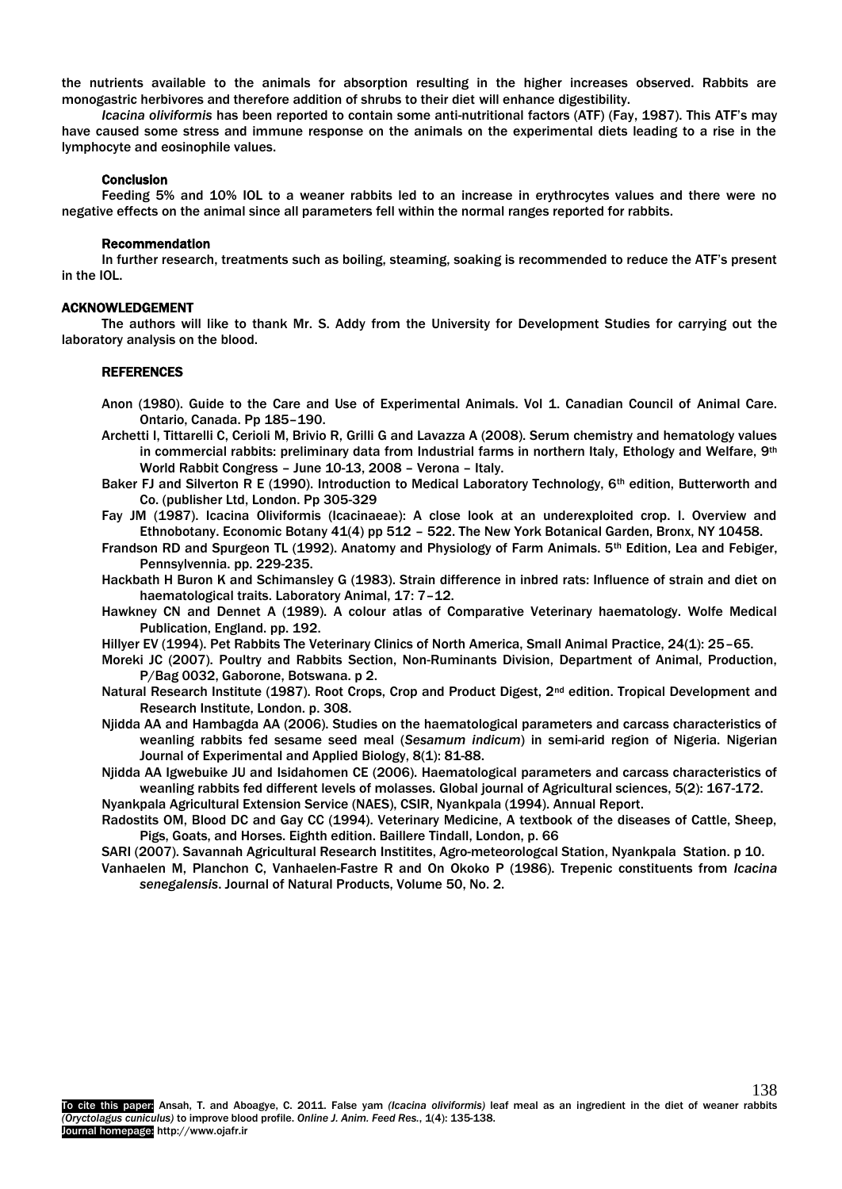the nutrients available to the animals for absorption resulting in the higher increases observed. Rabbits are monogastric herbivores and therefore addition of shrubs to their diet will enhance digestibility.

*Icacina oliviformis* has been reported to contain some anti-nutritional factors (ATF) (Fay, 1987). This ATF's may have caused some stress and immune response on the animals on the experimental diets leading to a rise in the lymphocyte and eosinophile values.

### Conclusion

Feeding 5% and 10% IOL to a weaner rabbits led to an increase in erythrocytes values and there were no negative effects on the animal since all parameters fell within the normal ranges reported for rabbits.

### Recommendation

In further research, treatments such as boiling, steaming, soaking is recommended to reduce the ATF's present in the IOL.

## ACKNOWLEDGEMENT

The authors will like to thank Mr. S. Addy from the University for Development Studies for carrying out the laboratory analysis on the blood.

### REFERENCES

Anon (1980). Guide to the Care and Use of Experimental Animals. Vol 1. Canadian Council of Animal Care. Ontario, Canada. Pp 185–190.

Archetti I, Tittarelli C, Cerioli M, Brivio R, Grilli G and Lavazza A (2008). Serum chemistry and hematology values in commercial rabbits: preliminary data from Industrial farms in northern Italy, Ethology and Welfare, 9th World Rabbit Congress – June 10-13, 2008 – Verona – Italy.

Baker FJ and Silverton R E (1990). Introduction to Medical Laboratory Technology, 6th edition, Butterworth and Co. (publisher Ltd, London. Pp 305-329

Fay JM (1987). Icacina Oliviformis (Icacinaeae): A close look at an underexploited crop. I. Overview and Ethnobotany. Economic Botany 41(4) pp 512 – 522. The New York Botanical Garden, Bronx, NY 10458.

Frandson RD and Spurgeon TL (1992). Anatomy and Physiology of Farm Animals. 5th Edition, Lea and Febiger, Pennsylvennia. pp. 229-235.

Hackbath H Buron K and Schimansley G (1983). Strain difference in inbred rats: Influence of strain and diet on haematological traits. Laboratory Animal, 17: 7–12.

Hawkney CN and Dennet A (1989). A colour atlas of Comparative Veterinary haematology. Wolfe Medical Publication, England. pp. 192.

Hillyer EV (1994). Pet Rabbits The Veterinary Clinics of North America, Small Animal Practice, 24(1): 25–65.

Moreki JC (2007). Poultry and Rabbits Section, Non-Ruminants Division, Department of Animal, Production, P/Bag 0032, Gaborone, Botswana. p 2.

Natural Research Institute (1987). Root Crops, Crop and Product Digest, 2nd edition. Tropical Development and Research Institute, London. p. 308.

Njidda AA and Hambagda AA (2006). Studies on the haematological parameters and carcass characteristics of weanling rabbits fed sesame seed meal (*Sesamum indicum*) in semi-arid region of Nigeria. Nigerian Journal of Experimental and Applied Biology, 8(1): 81-88.

Njidda AA Igwebuike JU and Isidahomen CE (2006). Haematological parameters and carcass characteristics of weanling rabbits fed different levels of molasses. Global journal of Agricultural sciences, 5(2): 167-172.

Nyankpala Agricultural Extension Service (NAES), CSIR, Nyankpala (1994). Annual Report.

Radostits OM, Blood DC and Gay CC (1994). Veterinary Medicine, A textbook of the diseases of Cattle, Sheep, Pigs, Goats, and Horses. Eighth edition. Baillere Tindall, London, p. 66

SARI (2007). Savannah Agricultural Research Institites, Agro-meteorologcal Station, Nyankpala Station. p 10.

Vanhaelen M, Planchon C, Vanhaelen-Fastre R and On Okoko P (1986). Trepenic constituents from *Icacina senegalensis*. Journal of Natural Products, Volume 50, No. 2.